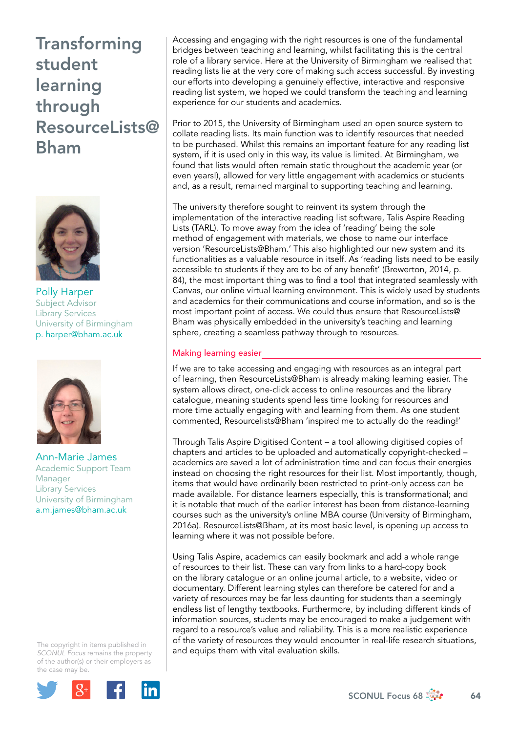# Transforming student learning through ResourceLists@Bham

**Polly Harper**
Subject Advisor
Library Services
University of Birmingham
p. harper@bham.ac.uk

**Ann-Marie James**
Academic Support Team Manager
Library Services
University of Birmingham
a.m.james@bham.ac.uk

Accessing and engaging with the right resources is one of the fundamental bridges between teaching and learning, whilst facilitating this is the central role of a library service. Here at the University of Birmingham we realised that reading lists lie at the very core of making such access successful. By investing our efforts into developing a genuinely effective, interactive and responsive reading list system, we hoped we could transform the teaching and learning experience for our students and academics.

Prior to 2015, the University of Birmingham used an open source system to collate reading lists. Its main function was to identify resources that needed to be purchased. Whilst this remains an important feature for any reading list system, if it is used only in this way, its value is limited. At Birmingham, we found that lists would often remain static throughout the academic year (or even years!), allowed for very little engagement with academics or students and, as a result, remained marginal to supporting teaching and learning.

The university therefore sought to reinvent its system through the implementation of the interactive reading list software, Talis Aspire Reading Lists (TARL). To move away from the idea of 'reading' being the sole method of engagement with materials, we chose to name our interface version 'ResourceLists@Bham.' This also highlighted our new system and its functionalities as a valuable resource in itself. As 'reading lists need to be easily accessible to students if they are to be of any benefit' (Brewerton, 2014, p. 84), the most important thing was to find a tool that integrated seamlessly with Canvas, our online virtual learning environment. This is widely used by students and academics for their communications and course information, and so is the most important point of access. We could thus ensure that ResourceLists@Bham was physically embedded in the university's teaching and learning sphere, creating a seamless pathway through to resources.

## Making learning easier

If we are to take accessing and engaging with resources as an integral part of learning, then ResourceLists@Bham is already making learning easier. The system allows direct, one-click access to online resources and the library catalogue, meaning students spend less time looking for resources and more time actually engaging with and learning from them. As one student commented, Resourcelists@Bham 'inspired me to actually do the reading!'

Through Talis Aspire Digitised Content – a tool allowing digitised copies of chapters and articles to be uploaded and automatically copyright-checked – academics are saved a lot of administration time and can focus their energies instead on choosing the right resources for their list. Most importantly, though, items that would have ordinarily been restricted to print-only access can be made available. For distance learners especially, this is transformational; and it is notable that much of the earlier interest has been from distance-learning courses such as the university's online MBA course (University of Birmingham, 2016a). ResourceLists@Bham, at its most basic level, is opening up access to learning where it was not possible before.

Using Talis Aspire, academics can easily bookmark and add a whole range of resources to their list. These can vary from links to a hard-copy book on the library catalogue or an online journal article, to a website, video or documentary. Different learning styles can therefore be catered for and a variety of resources may be far less daunting for students than a seemingly endless list of lengthy textbooks. Furthermore, by including different kinds of information sources, students may be encouraged to make a judgement with regard to a resource's value and reliability. This is a more realistic experience of the variety of resources they would encounter in real-life research situations, and equips them with vital evaluation skills.

The copyright in items published in *SCONUL Focus* remains the property of the author(s) or their employers as the case may be.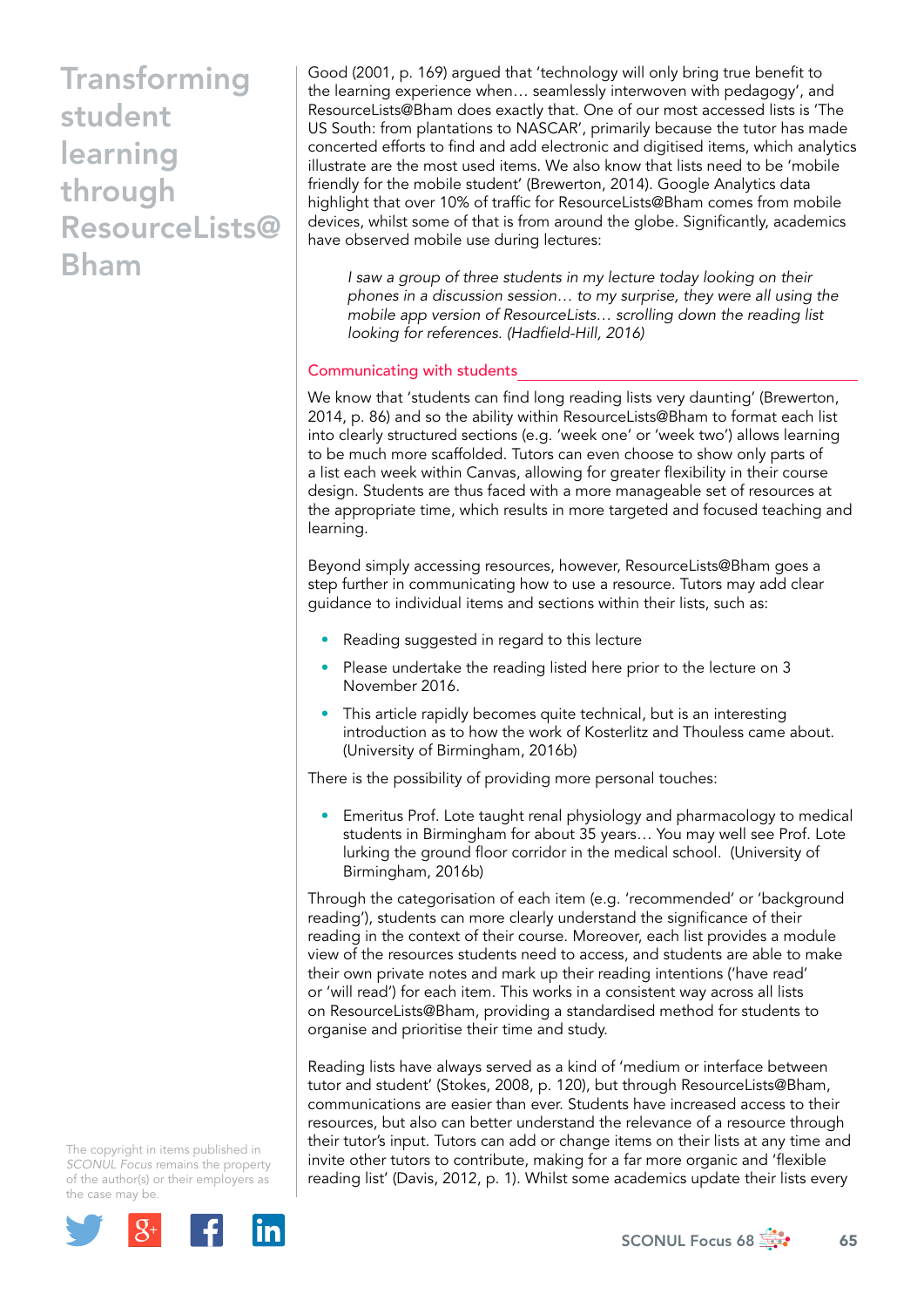Good (2001, p. 169) argued that 'technology will only bring true benefit to the learning experience when… seamlessly interwoven with pedagogy', and ResourceLists@Bham does exactly that. One of our most accessed lists is 'The US South: from plantations to NASCAR', primarily because the tutor has made concerted efforts to find and add electronic and digitised items, which analytics illustrate are the most used items. We also know that lists need to be 'mobile friendly for the mobile student' (Brewerton, 2014). Google Analytics data highlight that over 10% of traffic for ResourceLists@Bham comes from mobile devices, whilst some of that is from around the globe. Significantly, academics have observed mobile use during lectures:

> *I saw a group of three students in my lecture today looking on their phones in a discussion session… to my surprise, they were all using the mobile app version of ResourceLists… scrolling down the reading list looking for references. (Hadfield-Hill, 2016)*

## Communicating with students

We know that 'students can find long reading lists very daunting' (Brewerton, 2014, p. 86) and so the ability within ResourceLists@Bham to format each list into clearly structured sections (e.g. 'week one' or 'week two') allows learning to be much more scaffolded. Tutors can even choose to show only parts of a list each week within Canvas, allowing for greater flexibility in their course design. Students are thus faced with a more manageable set of resources at the appropriate time, which results in more targeted and focused teaching and learning.

Beyond simply accessing resources, however, ResourceLists@Bham goes a step further in communicating how to use a resource. Tutors may add clear guidance to individual items and sections within their lists, such as:

- Reading suggested in regard to this lecture
- Please undertake the reading listed here prior to the lecture on 3 November 2016.
- This article rapidly becomes quite technical, but is an interesting introduction as to how the work of Kosterlitz and Thouless came about. (University of Birmingham, 2016b)

There is the possibility of providing more personal touches:

- Emeritus Prof. Lote taught renal physiology and pharmacology to medical students in Birmingham for about 35 years… You may well see Prof. Lote lurking the ground floor corridor in the medical school. (University of Birmingham, 2016b)

Through the categorisation of each item (e.g. 'recommended' or 'background reading'), students can more clearly understand the significance of their reading in the context of their course. Moreover, each list provides a module view of the resources students need to access, and students are able to make their own private notes and mark up their reading intentions ('have read' or 'will read') for each item. This works in a consistent way across all lists on ResourceLists@Bham, providing a standardised method for students to organise and prioritise their time and study.

Reading lists have always served as a kind of 'medium or interface between tutor and student' (Stokes, 2008, p. 120), but through ResourceLists@Bham, communications are easier than ever. Students have increased access to their resources, but also can better understand the relevance of a resource through their tutor's input. Tutors can add or change items on their lists at any time and invite other tutors to contribute, making for a far more organic and 'flexible reading list' (Davis, 2012, p. 1). Whilst some academics update their lists every

The copyright in items published in *SCONUL Focus* remains the property of the author(s) or their employers as the case may be.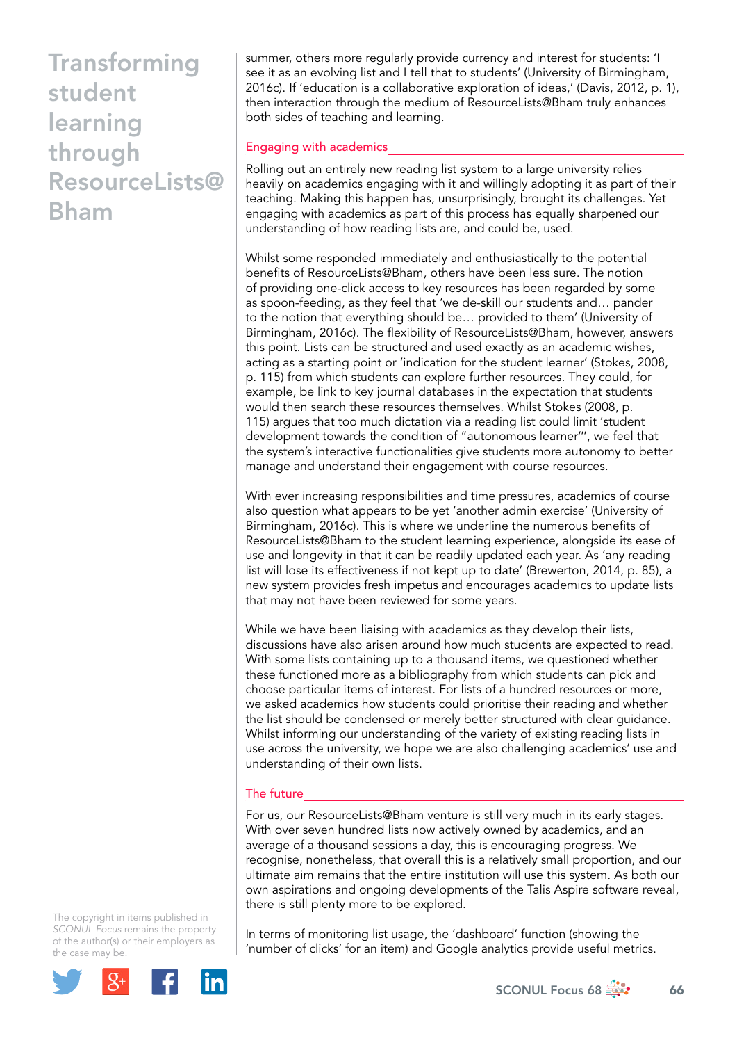summer, others more regularly provide currency and interest for students: 'I see it as an evolving list and I tell that to students' (University of Birmingham, 2016c). If 'education is a collaborative exploration of ideas,' (Davis, 2012, p. 1), then interaction through the medium of ResourceLists@Bham truly enhances both sides of teaching and learning.

## Engaging with academics

Rolling out an entirely new reading list system to a large university relies heavily on academics engaging with it and willingly adopting it as part of their teaching. Making this happen has, unsurprisingly, brought its challenges. Yet engaging with academics as part of this process has equally sharpened our understanding of how reading lists are, and could be, used.

Whilst some responded immediately and enthusiastically to the potential benefits of ResourceLists@Bham, others have been less sure. The notion of providing one-click access to key resources has been regarded by some as spoon-feeding, as they feel that 'we de-skill our students and… pander to the notion that everything should be… provided to them' (University of Birmingham, 2016c). The flexibility of ResourceLists@Bham, however, answers this point. Lists can be structured and used exactly as an academic wishes, acting as a starting point or 'indication for the student learner' (Stokes, 2008, p. 115) from which students can explore further resources. They could, for example, be link to key journal databases in the expectation that students would then search these resources themselves. Whilst Stokes (2008, p. 115) argues that too much dictation via a reading list could limit 'student development towards the condition of "autonomous learner"', we feel that the system's interactive functionalities give students more autonomy to better manage and understand their engagement with course resources.

With ever increasing responsibilities and time pressures, academics of course also question what appears to be yet 'another admin exercise' (University of Birmingham, 2016c). This is where we underline the numerous benefits of ResourceLists@Bham to the student learning experience, alongside its ease of use and longevity in that it can be readily updated each year. As 'any reading list will lose its effectiveness if not kept up to date' (Brewerton, 2014, p. 85), a new system provides fresh impetus and encourages academics to update lists that may not have been reviewed for some years.

While we have been liaising with academics as they develop their lists, discussions have also arisen around how much students are expected to read. With some lists containing up to a thousand items, we questioned whether these functioned more as a bibliography from which students can pick and choose particular items of interest. For lists of a hundred resources or more, we asked academics how students could prioritise their reading and whether the list should be condensed or merely better structured with clear guidance. Whilst informing our understanding of the variety of existing reading lists in use across the university, we hope we are also challenging academics' use and understanding of their own lists.

## The future

For us, our ResourceLists@Bham venture is still very much in its early stages. With over seven hundred lists now actively owned by academics, and an average of a thousand sessions a day, this is encouraging progress. We recognise, nonetheless, that overall this is a relatively small proportion, and our ultimate aim remains that the entire institution will use this system. As both our own aspirations and ongoing developments of the Talis Aspire software reveal, there is still plenty more to be explored.

In terms of monitoring list usage, the 'dashboard' function (showing the 'number of clicks' for an item) and Google analytics provide useful metrics.

The copyright in items published in *SCONUL Focus* remains the property of the author(s) or their employers as the case may be.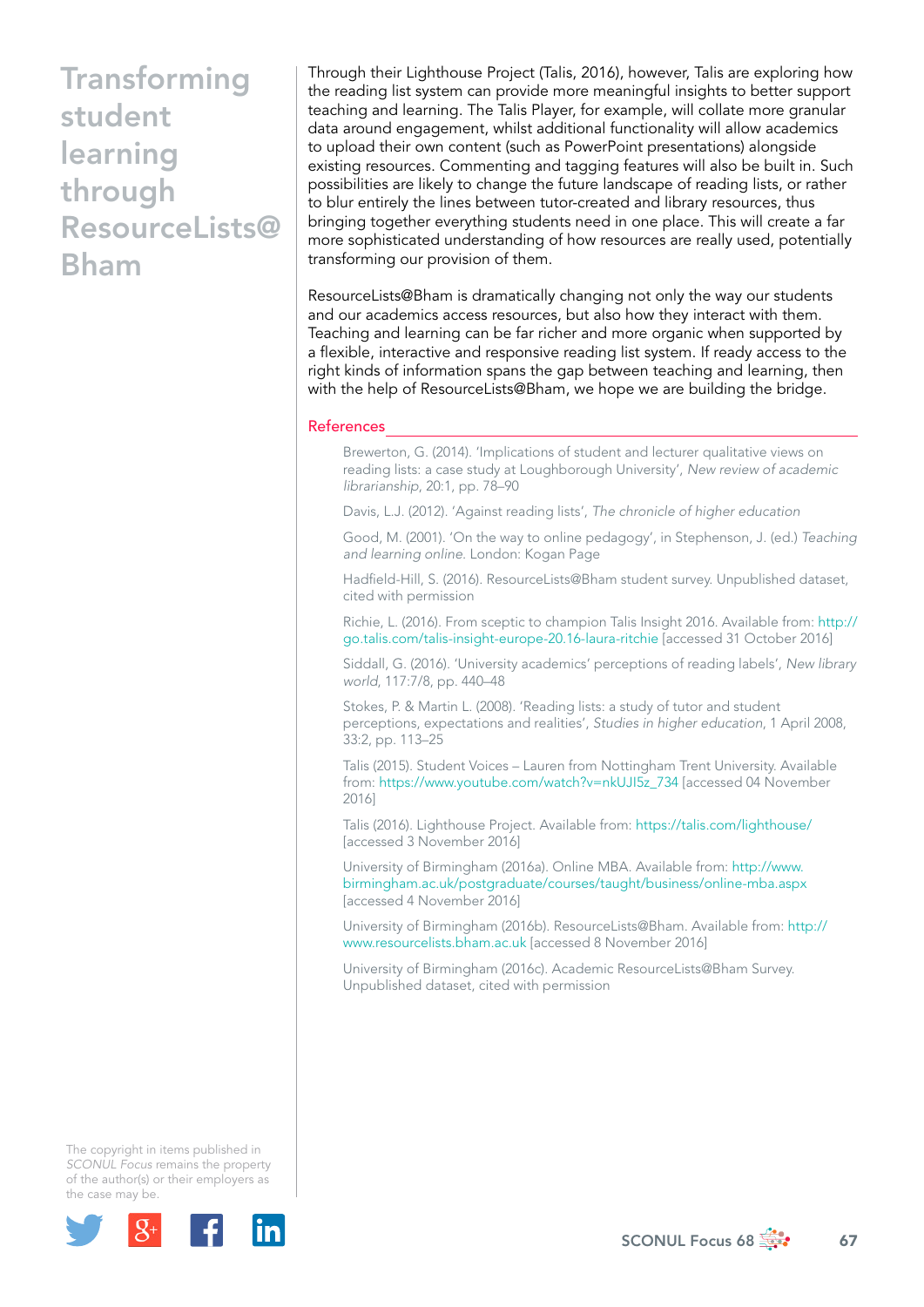Through their Lighthouse Project (Talis, 2016), however, Talis are exploring how the reading list system can provide more meaningful insights to better support teaching and learning. The Talis Player, for example, will collate more granular data around engagement, whilst additional functionality will allow academics to upload their own content (such as PowerPoint presentations) alongside existing resources. Commenting and tagging features will also be built in. Such possibilities are likely to change the future landscape of reading lists, or rather to blur entirely the lines between tutor-created and library resources, thus bringing together everything students need in one place. This will create a far more sophisticated understanding of how resources are really used, potentially transforming our provision of them.

ResourceLists@Bham is dramatically changing not only the way our students and our academics access resources, but also how they interact with them. Teaching and learning can be far richer and more organic when supported by a flexible, interactive and responsive reading list system. If ready access to the right kinds of information spans the gap between teaching and learning, then with the help of ResourceLists@Bham, we hope we are building the bridge.

## References

Brewerton, G. (2014). 'Implications of student and lecturer qualitative views on reading lists: a case study at Loughborough University', *New review of academic librarianship*, 20:1, pp. 78–90

Davis, L.J. (2012). 'Against reading lists', *The chronicle of higher education*

Good, M. (2001). 'On the way to online pedagogy', in Stephenson, J. (ed.) *Teaching and learning online*. London: Kogan Page

Hadfield-Hill, S. (2016). ResourceLists@Bham student survey. Unpublished dataset, cited with permission

Richie, L. (2016). From sceptic to champion Talis Insight 2016. Available from: http://go.talis.com/talis-insight-europe-20.16-laura-ritchie [accessed 31 October 2016]

Siddall, G. (2016). 'University academics' perceptions of reading labels', *New library world*, 117:7/8, pp. 440–48

Stokes, P. & Martin L. (2008). 'Reading lists: a study of tutor and student perceptions, expectations and realities', *Studies in higher education*, 1 April 2008, 33:2, pp. 113–25

Talis (2015). Student Voices – Lauren from Nottingham Trent University. Available from: https://www.youtube.com/watch?v=nkUJI5z_734 [accessed 04 November 2016]

Talis (2016). Lighthouse Project. Available from: https://talis.com/lighthouse/ [accessed 3 November 2016]

University of Birmingham (2016a). Online MBA. Available from: http://www.birmingham.ac.uk/postgraduate/courses/taught/business/online-mba.aspx [accessed 4 November 2016]

University of Birmingham (2016b). ResourceLists@Bham. Available from: http://www.resourcelists.bham.ac.uk [accessed 8 November 2016]

University of Birmingham (2016c). Academic ResourceLists@Bham Survey. Unpublished dataset, cited with permission

The copyright in items published in *SCONUL Focus* remains the property of the author(s) or their employers as the case may be.